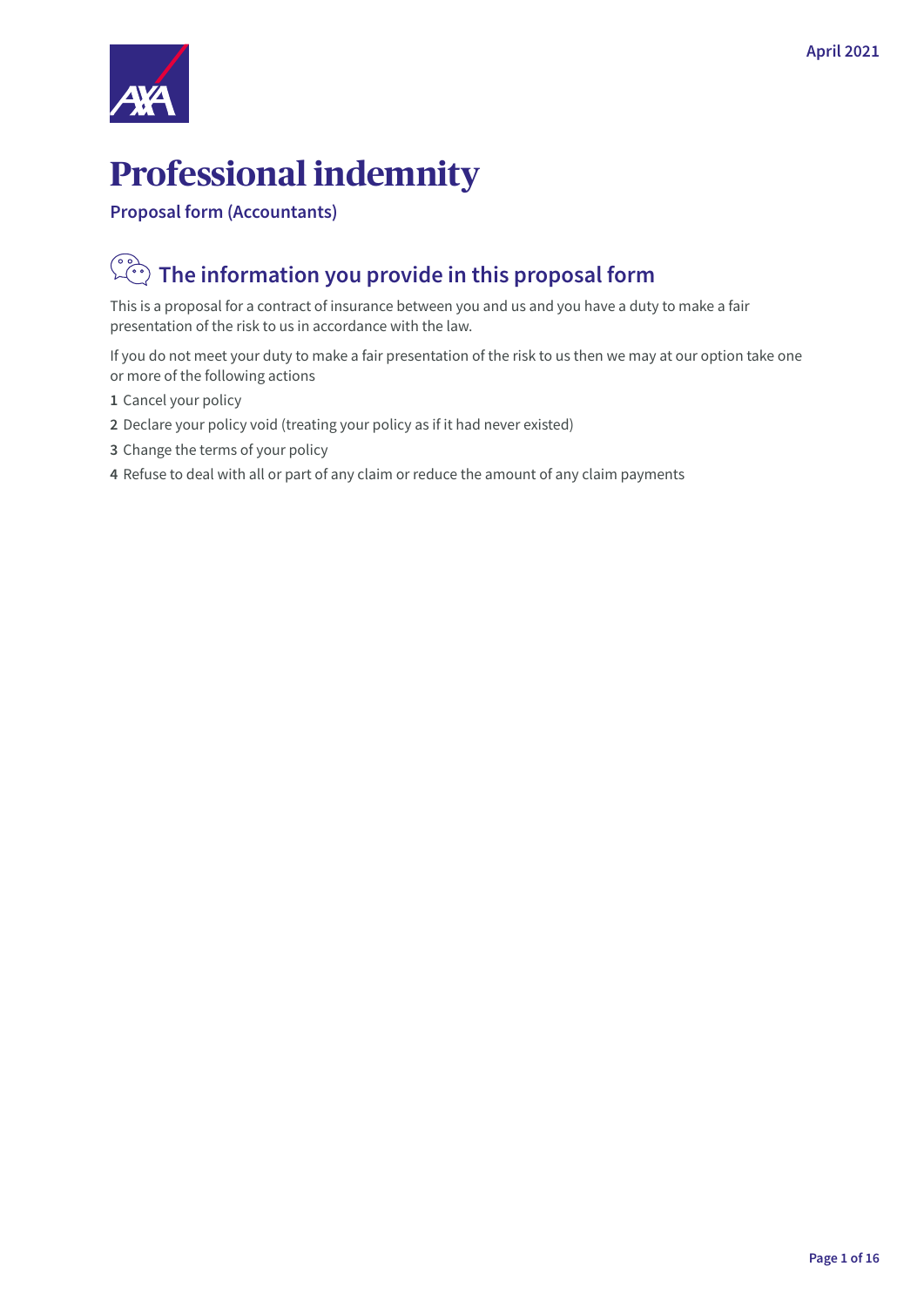April 2021

# Professional indemnity

**Proposal form (Accountants)**

## The information you provide in this proposal form

This is a proposal for a contract of insurance between you and us and you have a duty to make a fair presentation of the risk to us in accordance with the law.

If you do not meet your duty to make a fair presentation of the risk to us then we may at our option take one or more of the following actions

1. Cancel your policy
2. Declare your policy void (treating your policy as if it had never existed)
3. Change the terms of your policy
4. Refuse to deal with all or part of any claim or reduce the amount of any claim payments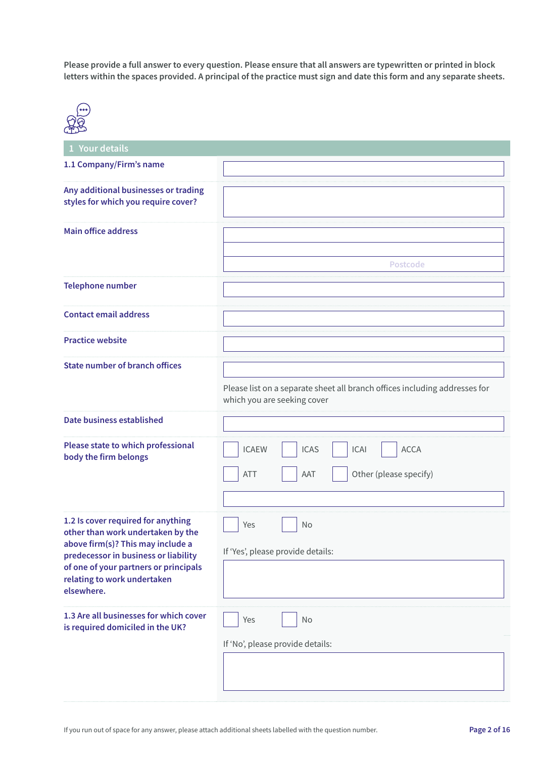**Please provide a full answer to every question. Please ensure that all answers are typewritten or printed in block letters within the spaces provided. A principal of the practice must sign and date this form and any separate sheets.**

## 1 Your details

**1.1 Company/Firm's name**

______________________

**Any additional businesses or trading styles for which you require cover?**

______________________

**Main office address**

______________________

______________________

Postcode ______________________

**Telephone number**

______________________

**Contact email address**

______________________

**Practice website**

______________________

**State number of branch offices**

______________________

Please list on a separate sheet all branch offices including addresses for which you are seeking cover

**Date business established**

______________________

**Please state to which professional body the firm belongs**

☐ ICAEW ☐ ICAS ☐ ICAI ☐ ACCA

☐ ATT ☐ AAT ☐ Other (please specify)

______________________

**1.2 Is cover required for anything other than work undertaken by the above firm(s)? This may include a predecessor in business or liability of one of your partners or principals relating to work undertaken elsewhere.**

☐ Yes ☐ No

If 'Yes', please provide details:

______________________

**1.3 Are all businesses for which cover is required domiciled in the UK?**

☐ Yes ☐ No

If 'No', please provide details:

______________________

If you run out of space for any answer, please attach additional sheets labelled with the question number.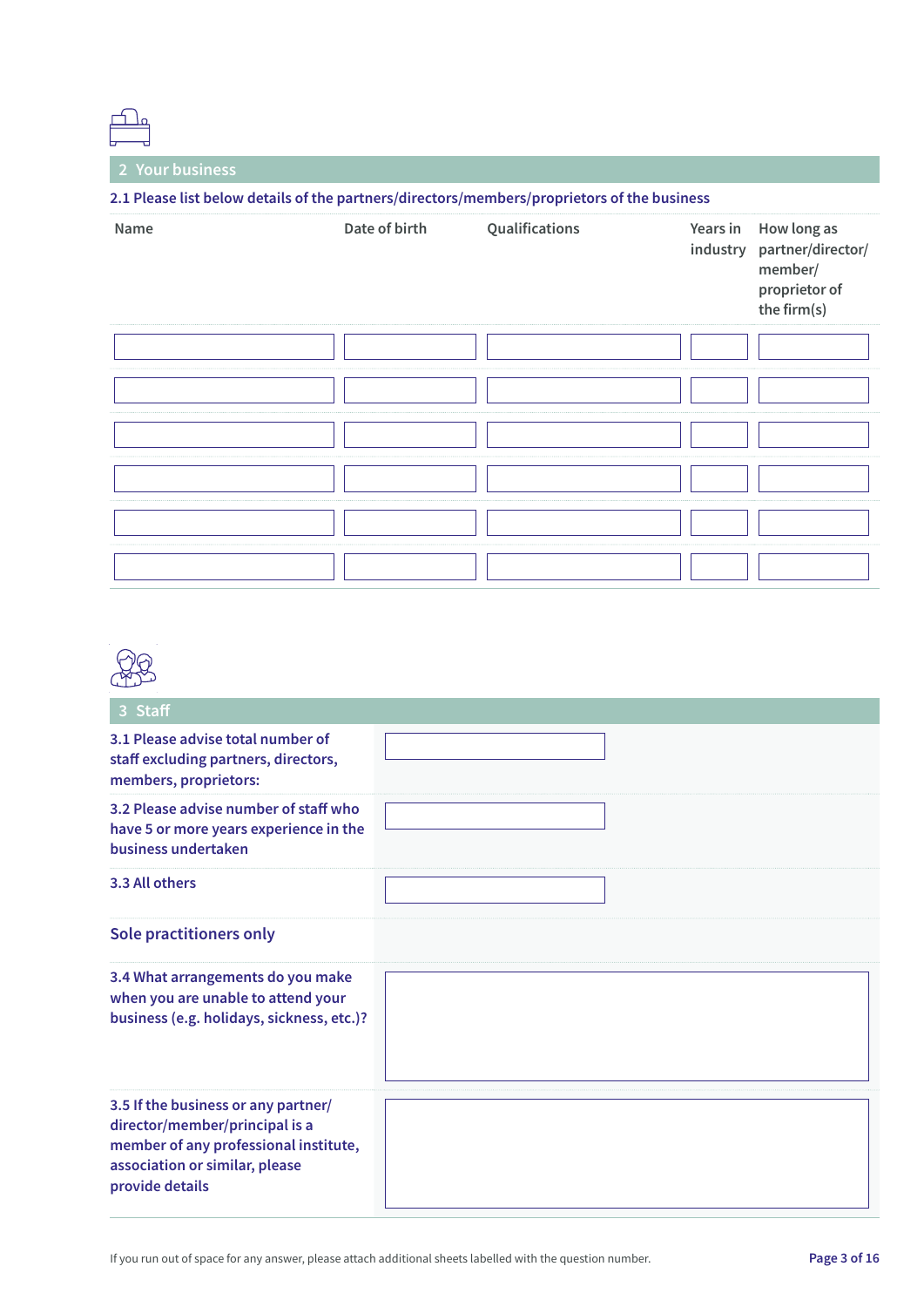## 2 Your business

**2.1 Please list below details of the partners/directors/members/proprietors of the business**

| Name | Date of birth | Qualifications | Years in industry | How long as partner/director/ member/ proprietor of the firm(s) |
|---|---|---|---|---|
| | | | | |
| | | | | |
| | | | | |
| | | | | |
| | | | | |
| | | | | |

## 3 Staff

**3.1 Please advise total number of staff excluding partners, directors, members, proprietors:**

**3.2 Please advise number of staff who have 5 or more years experience in the business undertaken**

**3.3 All others**

### Sole practitioners only

**3.4 What arrangements do you make when you are unable to attend your business (e.g. holidays, sickness, etc.)?**

**3.5 If the business or any partner/ director/member/principal is a member of any professional institute, association or similar, please provide details**

If you run out of space for any answer, please attach additional sheets labelled with the question number.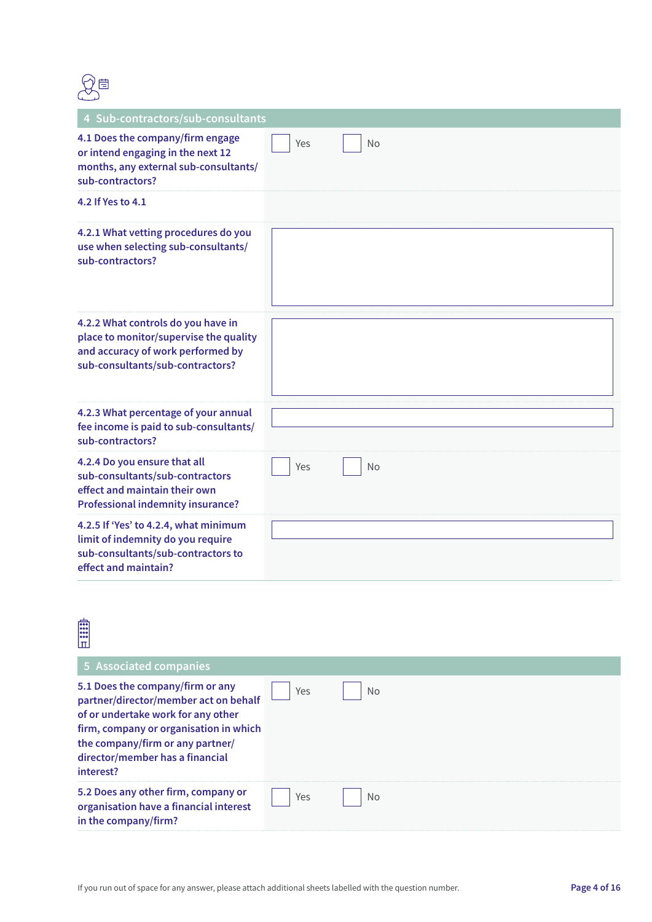## 4 Sub-contractors/sub-consultants

| Question | Response |
| --- | --- |
| 4.1 Does the company/firm engage or intend engaging in the next 12 months, any external sub-consultants/ sub-contractors? | ☐ Yes ☐ No |
| 4.2 If Yes to 4.1 | |
| 4.2.1 What vetting procedures do you use when selecting sub-consultants/ sub-contractors? | |
| 4.2.2 What controls do you have in place to monitor/supervise the quality and accuracy of work performed by sub-consultants/sub-contractors? | |
| 4.2.3 What percentage of your annual fee income is paid to sub-consultants/ sub-contractors? | |
| 4.2.4 Do you ensure that all sub-consultants/sub-contractors effect and maintain their own Professional indemnity insurance? | ☐ Yes ☐ No |
| 4.2.5 If 'Yes' to 4.2.4, what minimum limit of indemnity do you require sub-consultants/sub-contractors to effect and maintain? | |

## 5 Associated companies

| Question | Response |
| --- | --- |
| 5.1 Does the company/firm or any partner/director/member act on behalf of or undertake work for any other firm, company or organisation in which the company/firm or any partner/ director/member has a financial interest? | ☐ Yes ☐ No |
| 5.2 Does any other firm, company or organisation have a financial interest in the company/firm? | ☐ Yes ☐ No |

If you run out of space for any answer, please attach additional sheets labelled with the question number.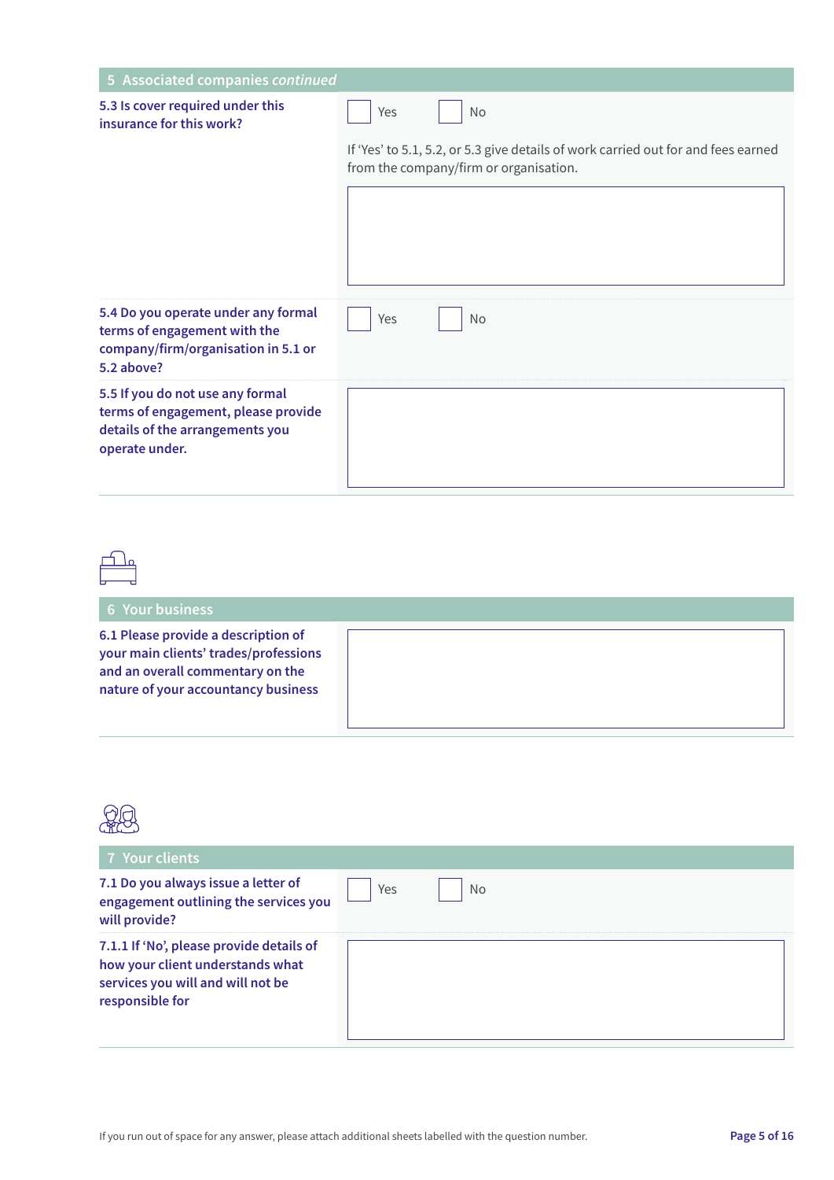## 5 Associated companies *continued*

**5.3 Is cover required under this insurance for this work?**

☐ Yes ☐ No

If 'Yes' to 5.1, 5.2, or 5.3 give details of work carried out for and fees earned from the company/firm or organisation.

&nbsp;

**5.4 Do you operate under any formal terms of engagement with the company/firm/organisation in 5.1 or 5.2 above?**

☐ Yes ☐ No

**5.5 If you do not use any formal terms of engagement, please provide details of the arrangements you operate under.**

&nbsp;

## 6 Your business

**6.1 Please provide a description of your main clients' trades/professions and an overall commentary on the nature of your accountancy business**

&nbsp;

## 7 Your clients

**7.1 Do you always issue a letter of engagement outlining the services you will provide?**

☐ Yes ☐ No

**7.1.1 If 'No', please provide details of how your client understands what services you will and will not be responsible for**

&nbsp;

If you run out of space for any answer, please attach additional sheets labelled with the question number.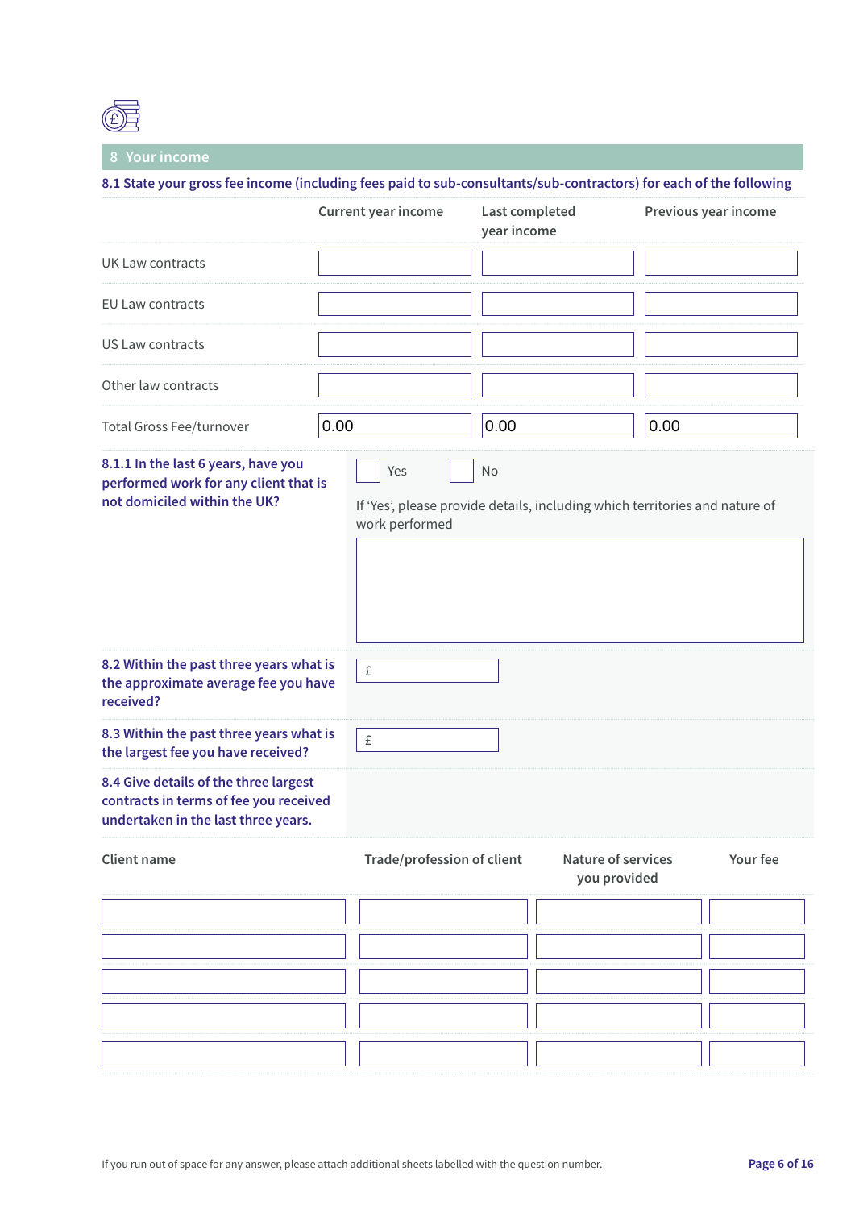## 8 Your income

**8.1 State your gross fee income (including fees paid to sub-consultants/sub-contractors) for each of the following**

| | Current year income | Last completed year income | Previous year income |
|---|---|---|---|
| UK Law contracts | | | |
| EU Law contracts | | | |
| US Law contracts | | | |
| Other law contracts | | | |
| Total Gross Fee/turnover | 0.00 | 0.00 | 0.00 |

**8.1.1 In the last 6 years, have you performed work for any client that is not domiciled within the UK?**

☐ Yes ☐ No

If 'Yes', please provide details, including which territories and nature of work performed

**8.2 Within the past three years what is the approximate average fee you have received?**

£

**8.3 Within the past three years what is the largest fee you have received?**

£

**8.4 Give details of the three largest contracts in terms of fee you received undertaken in the last three years.**

| Client name | Trade/profession of client | Nature of services you provided | Your fee |
|---|---|---|---|
| | | | |
| | | | |
| | | | |
| | | | |
| | | | |

If you run out of space for any answer, please attach additional sheets labelled with the question number.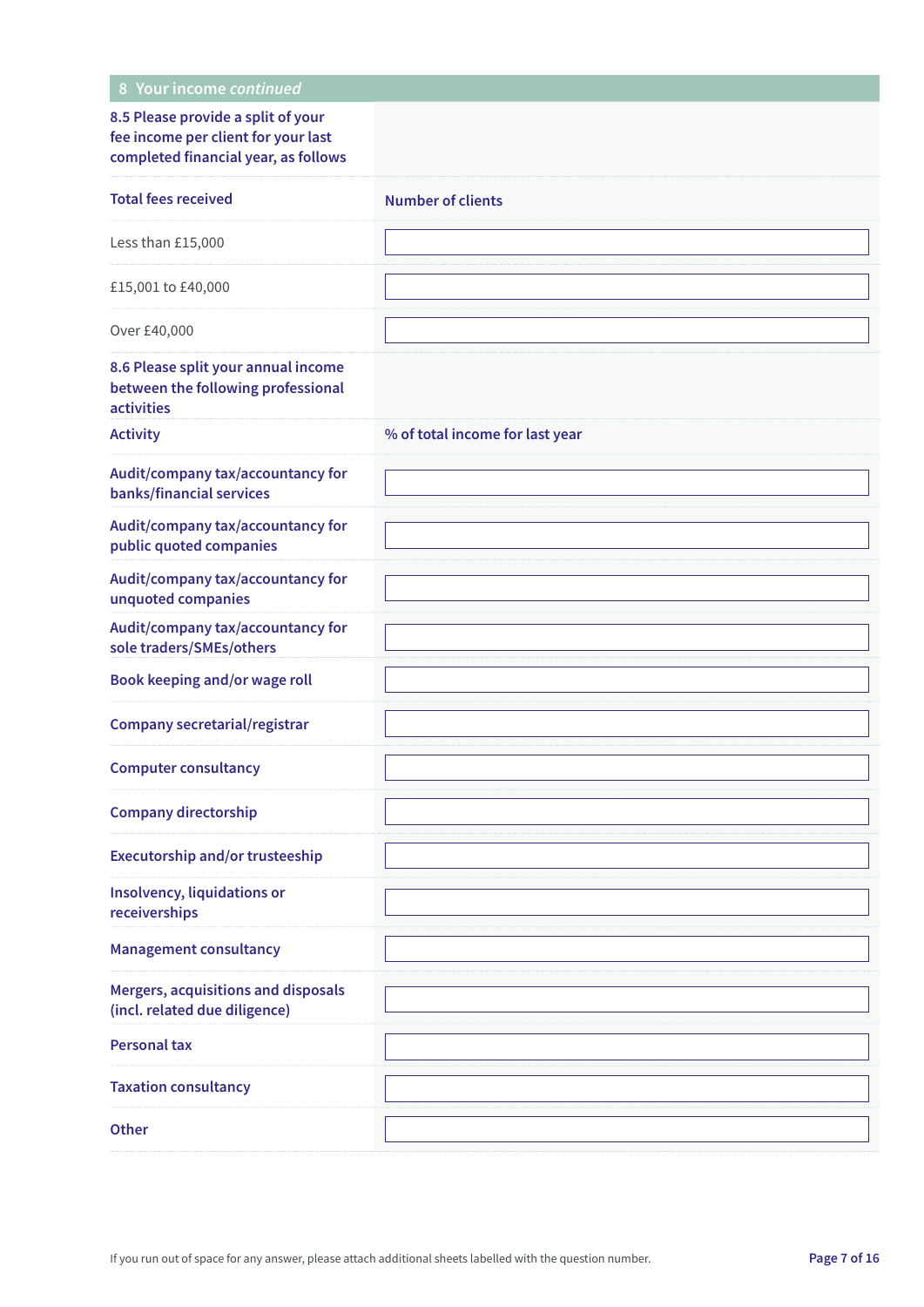## 8 Your income *continued*

**8.5 Please provide a split of your fee income per client for your last completed financial year, as follows**

| Total fees received | Number of clients |
|---|---|
| Less than £15,000 | |
| £15,001 to £40,000 | |
| Over £40,000 | |

**8.6 Please split your annual income between the following professional activities**

| Activity | % of total income for last year |
|---|---|
| Audit/company tax/accountancy for banks/financial services | |
| Audit/company tax/accountancy for public quoted companies | |
| Audit/company tax/accountancy for unquoted companies | |
| Audit/company tax/accountancy for sole traders/SMEs/others | |
| Book keeping and/or wage roll | |
| Company secretarial/registrar | |
| Computer consultancy | |
| Company directorship | |
| Executorship and/or trusteeship | |
| Insolvency, liquidations or receiverships | |
| Management consultancy | |
| Mergers, acquisitions and disposals (incl. related due diligence) | |
| Personal tax | |
| Taxation consultancy | |
| Other | |

If you run out of space for any answer, please attach additional sheets labelled with the question number.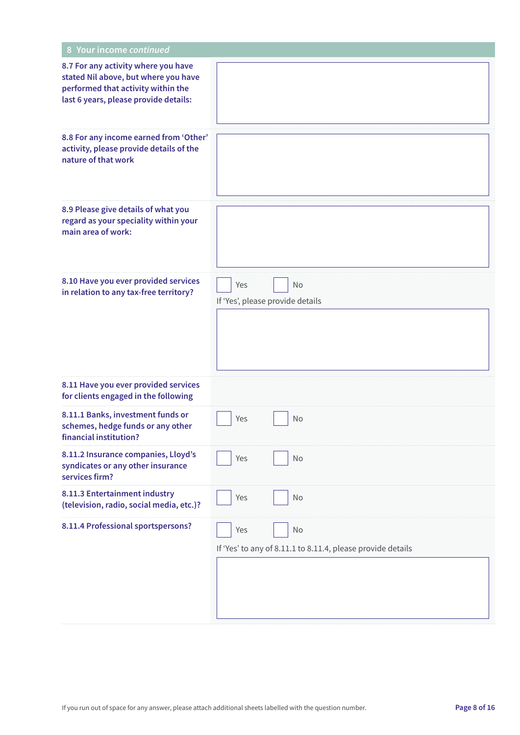## 8 Your income *continued*

**8.7 For any activity where you have stated Nil above, but where you have performed that activity within the last 6 years, please provide details:**

**8.8 For any income earned from 'Other' activity, please provide details of the nature of that work**

**8.9 Please give details of what you regard as your speciality within your main area of work:**

**8.10 Have you ever provided services in relation to any tax-free territory?**

☐ Yes ☐ No

If 'Yes', please provide details

**8.11 Have you ever provided services for clients engaged in the following**

| | | |
|---|---|---|
| **8.11.1 Banks, investment funds or schemes, hedge funds or any other financial institution?** | ☐ Yes | ☐ No |
| **8.11.2 Insurance companies, Lloyd's syndicates or any other insurance services firm?** | ☐ Yes | ☐ No |
| **8.11.3 Entertainment industry (television, radio, social media, etc.)?** | ☐ Yes | ☐ No |
| **8.11.4 Professional sportspersons?** | ☐ Yes | ☐ No |

If 'Yes' to any of 8.11.1 to 8.11.4, please provide details

If you run out of space for any answer, please attach additional sheets labelled with the question number.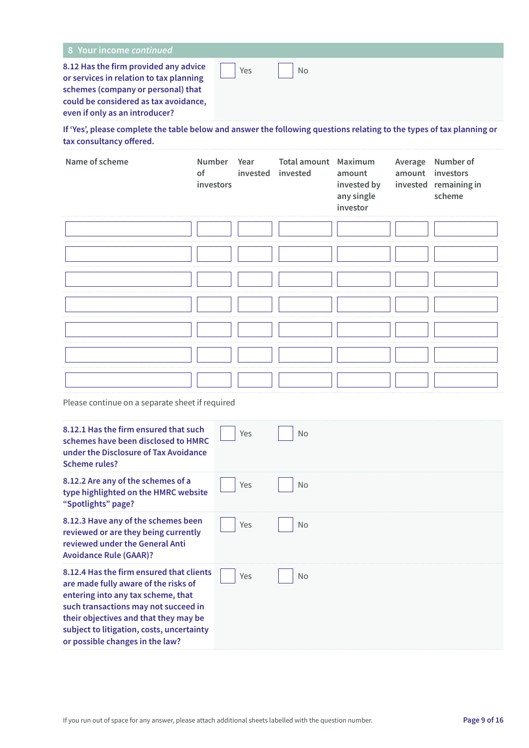## 8 Your income *continued*

**8.12 Has the firm provided any advice or services in relation to tax planning schemes (company or personal) that could be considered as tax avoidance, even if only as an introducer?**

☐ Yes ☐ No

**If 'Yes', please complete the table below and answer the following questions relating to the types of tax planning or tax consultancy offered.**

| Name of scheme | Number of investors | Year invested | Total amount invested | Maximum amount invested by any single investor | Average amount invested | Number of investors remaining in scheme |
|---|---|---|---|---|---|---|
| | | | | | | |
| | | | | | | |
| | | | | | | |
| | | | | | | |
| | | | | | | |
| | | | | | | |
| | | | | | | |

Please continue on a separate sheet if required

**8.12.1 Has the firm ensured that such schemes have been disclosed to HMRC under the Disclosure of Tax Avoidance Scheme rules?**

☐ Yes ☐ No

**8.12.2 Are any of the schemes of a type highlighted on the HMRC website "Spotlights" page?**

☐ Yes ☐ No

**8.12.3 Have any of the schemes been reviewed or are they being currently reviewed under the General Anti Avoidance Rule (GAAR)?**

☐ Yes ☐ No

**8.12.4 Has the firm ensured that clients are made fully aware of the risks of entering into any tax scheme, that such transactions may not succeed in their objectives and that they may be subject to litigation, costs, uncertainty or possible changes in the law?**

☐ Yes ☐ No

If you run out of space for any answer, please attach additional sheets labelled with the question number.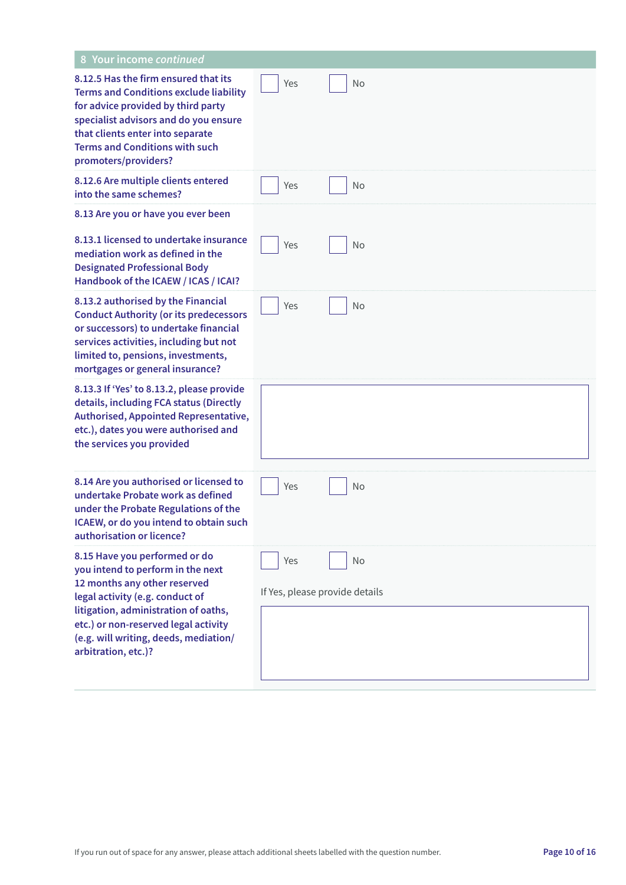## 8 Your income *continued*

| Question | Response |
|---|---|
| 8.12.5 Has the firm ensured that its Terms and Conditions exclude liability for advice provided by third party specialist advisors and do you ensure that clients enter into separate Terms and Conditions with such promoters/providers? | ☐ Yes ☐ No |
| 8.12.6 Are multiple clients entered into the same schemes? | ☐ Yes ☐ No |
| 8.13 Are you or have you ever been | |
| 8.13.1 licensed to undertake insurance mediation work as defined in the Designated Professional Body Handbook of the ICAEW / ICAS / ICAI? | ☐ Yes ☐ No |
| 8.13.2 authorised by the Financial Conduct Authority (or its predecessors or successors) to undertake financial services activities, including but not limited to, pensions, investments, mortgages or general insurance? | ☐ Yes ☐ No |
| 8.13.3 If 'Yes' to 8.13.2, please provide details, including FCA status (Directly Authorised, Appointed Representative, etc.), dates you were authorised and the services you provided | |
| 8.14 Are you authorised or licensed to undertake Probate work as defined under the Probate Regulations of the ICAEW, or do you intend to obtain such authorisation or licence? | ☐ Yes ☐ No |
| 8.15 Have you performed or do you intend to perform in the next 12 months any other reserved legal activity (e.g. conduct of litigation, administration of oaths, etc.) or non-reserved legal activity (e.g. will writing, deeds, mediation/ arbitration, etc.)? | ☐ Yes ☐ No<br><br>If Yes, please provide details |

If you run out of space for any answer, please attach additional sheets labelled with the question number.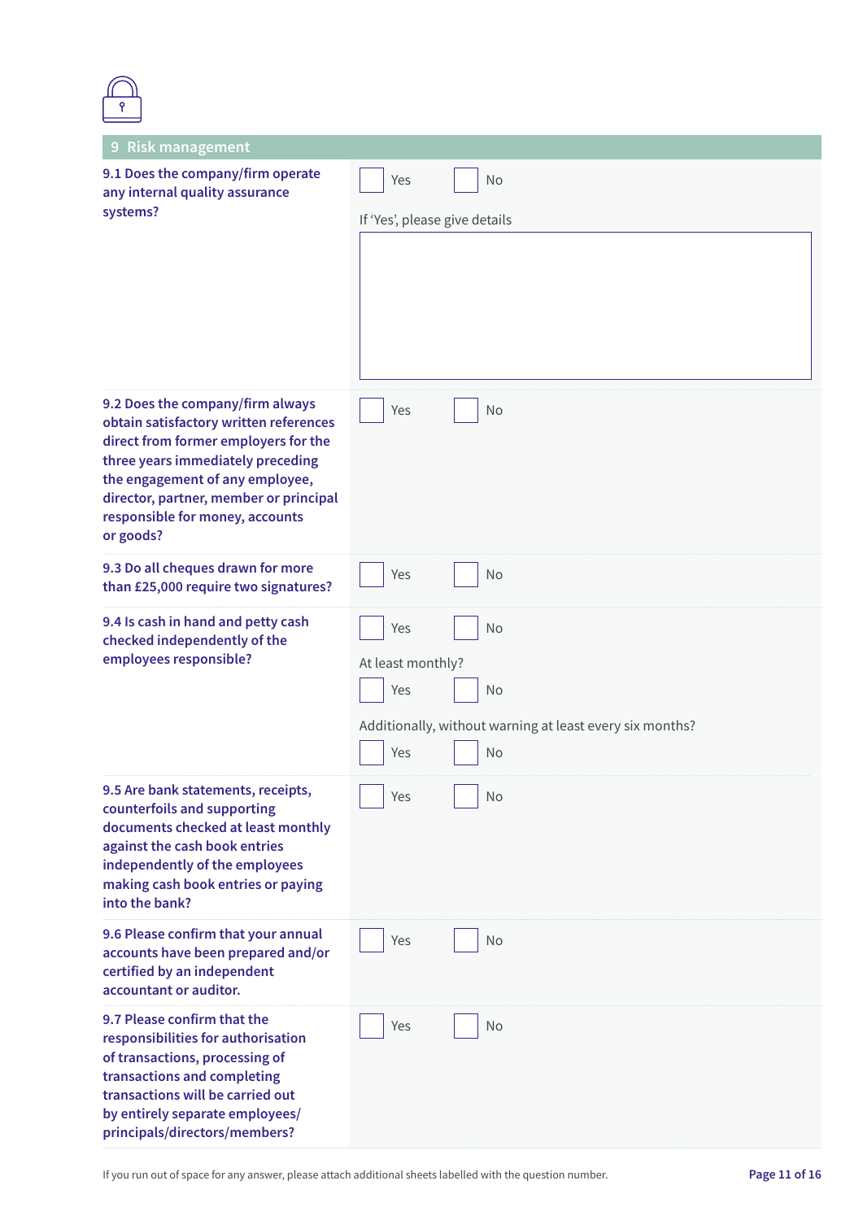## 9 Risk management

**9.1 Does the company/firm operate any internal quality assurance systems?**

☐ Yes ☐ No

If 'Yes', please give details

**9.2 Does the company/firm always obtain satisfactory written references direct from former employers for the three years immediately preceding the engagement of any employee, director, partner, member or principal responsible for money, accounts or goods?**

☐ Yes ☐ No

**9.3 Do all cheques drawn for more than £25,000 require two signatures?**

☐ Yes ☐ No

**9.4 Is cash in hand and petty cash checked independently of the employees responsible?**

☐ Yes ☐ No

At least monthly?

☐ Yes ☐ No

Additionally, without warning at least every six months?

☐ Yes ☐ No

**9.5 Are bank statements, receipts, counterfoils and supporting documents checked at least monthly against the cash book entries independently of the employees making cash book entries or paying into the bank?**

☐ Yes ☐ No

**9.6 Please confirm that your annual accounts have been prepared and/or certified by an independent accountant or auditor.**

☐ Yes ☐ No

**9.7 Please confirm that the responsibilities for authorisation of transactions, processing of transactions and completing transactions will be carried out by entirely separate employees/principals/directors/members?**

☐ Yes ☐ No

If you run out of space for any answer, please attach additional sheets labelled with the question number.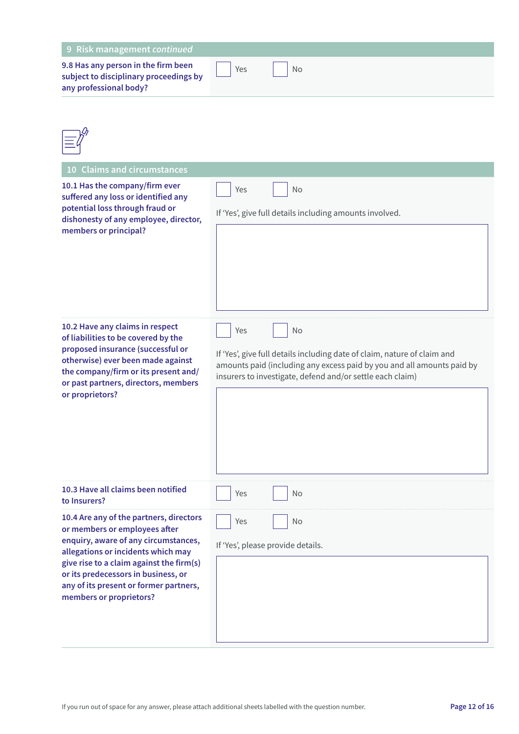## 9 Risk management *continued*

**9.8 Has any person in the firm been subject to disciplinary proceedings by any professional body?**

☐ Yes ☐ No

## 10 Claims and circumstances

**10.1 Has the company/firm ever suffered any loss or identified any potential loss through fraud or dishonesty of any employee, director, members or principal?**

☐ Yes ☐ No

If 'Yes', give full details including amounts involved.

**10.2 Have any claims in respect of liabilities to be covered by the proposed insurance (successful or otherwise) ever been made against the company/firm or its present and/or past partners, directors, members or proprietors?**

☐ Yes ☐ No

If 'Yes', give full details including date of claim, nature of claim and amounts paid (including any excess paid by you and all amounts paid by insurers to investigate, defend and/or settle each claim)

**10.3 Have all claims been notified to Insurers?**

☐ Yes ☐ No

**10.4 Are any of the partners, directors or members or employees after enquiry, aware of any circumstances, allegations or incidents which may give rise to a claim against the firm(s) or its predecessors in business, or any of its present or former partners, members or proprietors?**

☐ Yes ☐ No

If 'Yes', please provide details.

If you run out of space for any answer, please attach additional sheets labelled with the question number.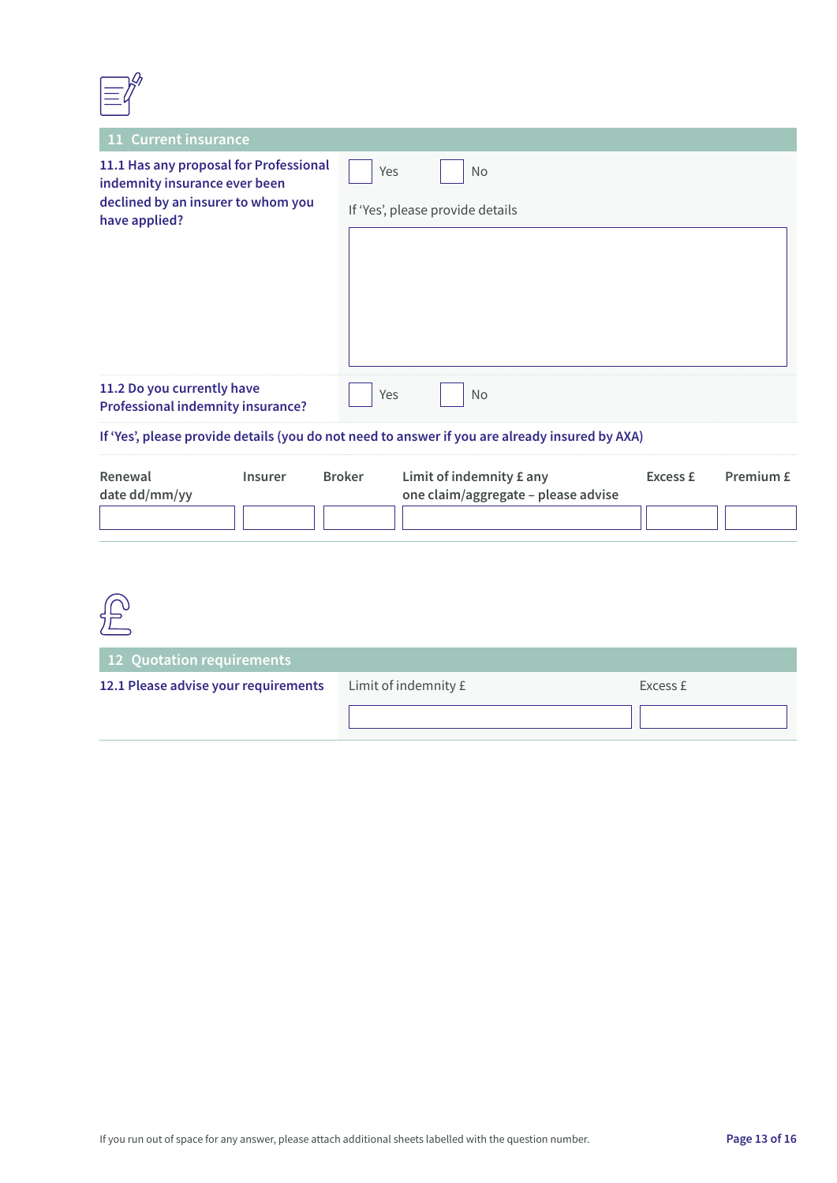## 11 Current insurance

**11.1 Has any proposal for Professional indemnity insurance ever been declined by an insurer to whom you have applied?**

☐ Yes ☐ No

If 'Yes', please provide details

**11.2 Do you currently have Professional indemnity insurance?**

☐ Yes ☐ No

**If 'Yes', please provide details (you do not need to answer if you are already insured by AXA)**

| Renewal date dd/mm/yy | Insurer | Broker | Limit of indemnity £ any one claim/aggregate – please advise | Excess £ | Premium £ |
|---|---|---|---|---|---|
| | | | | | |

## 12 Quotation requirements

**12.1 Please advise your requirements**

| Limit of indemnity £ | Excess £ |
|---|---|
| | |

If you run out of space for any answer, please attach additional sheets labelled with the question number.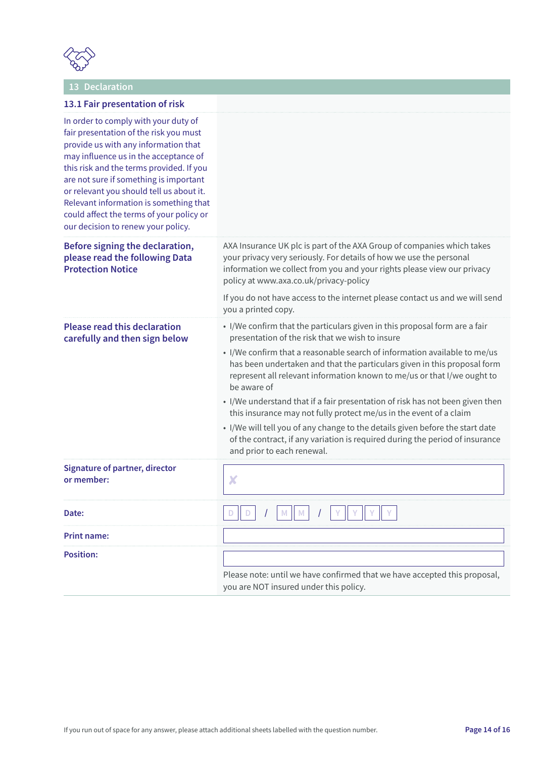## 13 Declaration

### 13.1 Fair presentation of risk

In order to comply with your duty of fair presentation of the risk you must provide us with any information that may influence us in the acceptance of this risk and the terms provided. If you are not sure if something is important or relevant you should tell us about it. Relevant information is something that could affect the terms of your policy or our decision to renew your policy.

**Before signing the declaration, please read the following Data Protection Notice**

AXA Insurance UK plc is part of the AXA Group of companies which takes your privacy very seriously. For details of how we use the personal information we collect from you and your rights please view our privacy policy at www.axa.co.uk/privacy-policy

If you do not have access to the internet please contact us and we will send you a printed copy.

**Please read this declaration carefully and then sign below**

- I/We confirm that the particulars given in this proposal form are a fair presentation of the risk that we wish to insure
- I/We confirm that a reasonable search of information available to me/us has been undertaken and that the particulars given in this proposal form represent all relevant information known to me/us or that I/we ought to be aware of
- I/We understand that if a fair presentation of risk has not been given then this insurance may not fully protect me/us in the event of a claim
- I/We will tell you of any change to the details given before the start date of the contract, if any variation is required during the period of insurance and prior to each renewal.

| | |
|---|---|
| **Signature of partner, director or member:** | ✘ |
| **Date:** | D D / M M / Y Y Y Y |
| **Print name:** | |
| **Position:** | |

Please note: until we have confirmed that we have accepted this proposal, you are NOT insured under this policy.

If you run out of space for any answer, please attach additional sheets labelled with the question number.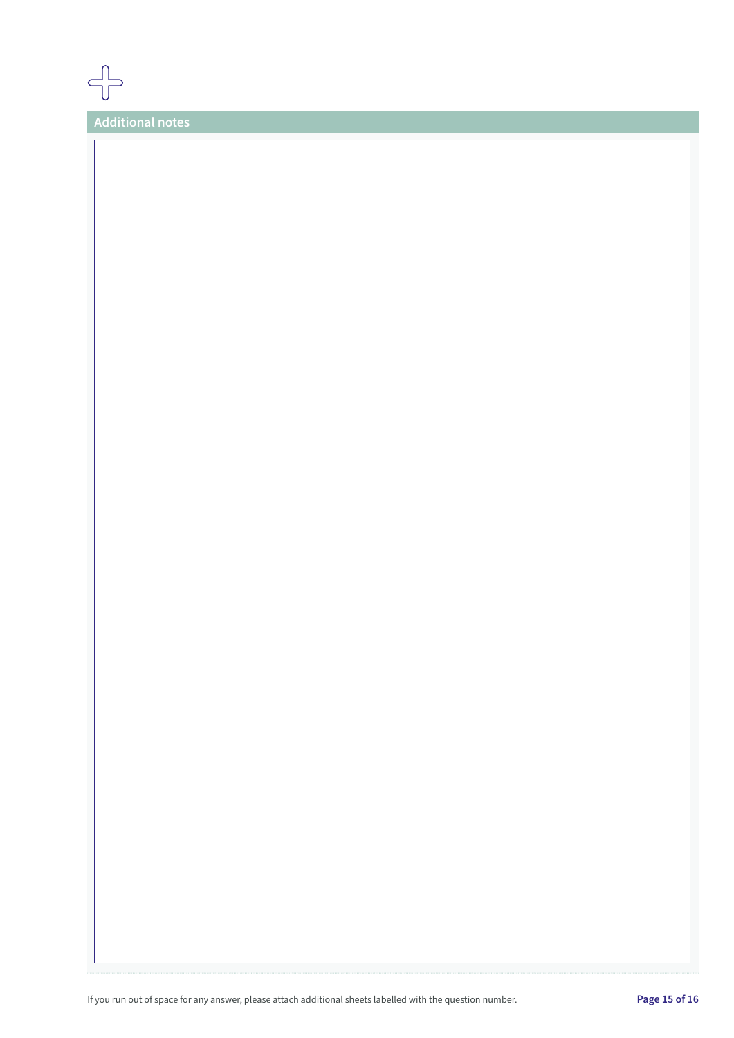## Additional notes

If you run out of space for any answer, please attach additional sheets labelled with the question number.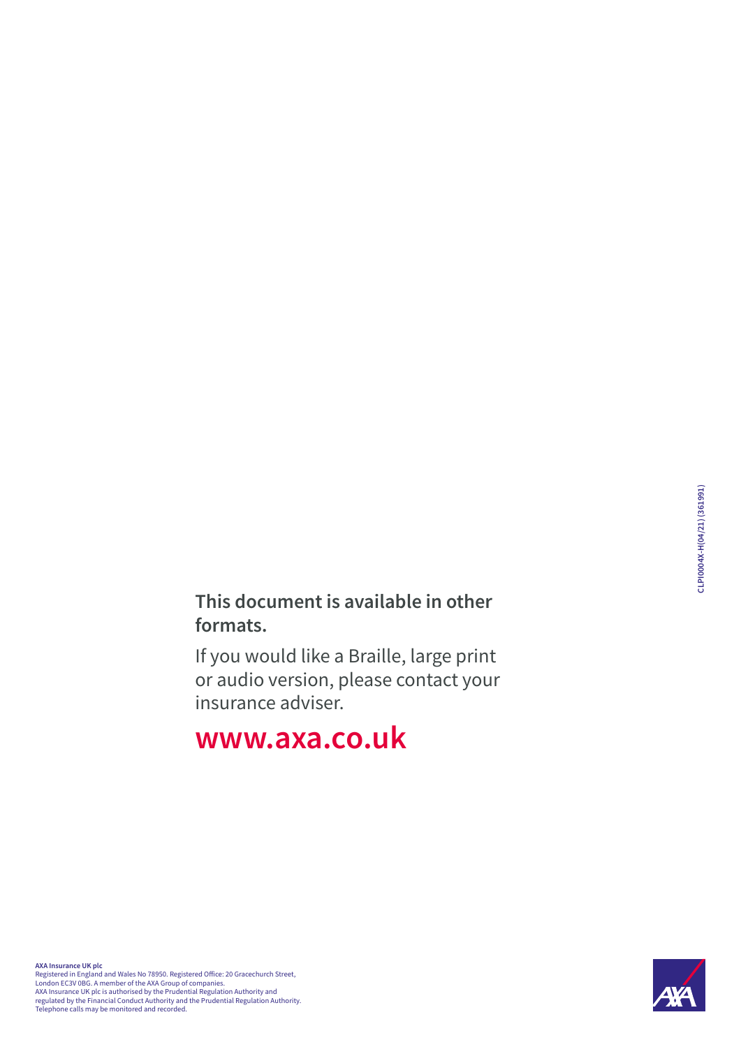**This document is available in other formats.**

If you would like a Braille, large print or audio version, please contact your insurance adviser.

**www.axa.co.uk**

CLPI0004X-H(04/21) (361991)

**AXA Insurance UK plc**
Registered in England and Wales No 78950. Registered Office: 20 Gracechurch Street, London EC3V 0BG. A member of the AXA Group of companies.
AXA Insurance UK plc is authorised by the Prudential Regulation Authority and regulated by the Financial Conduct Authority and the Prudential Regulation Authority.
Telephone calls may be monitored and recorded.